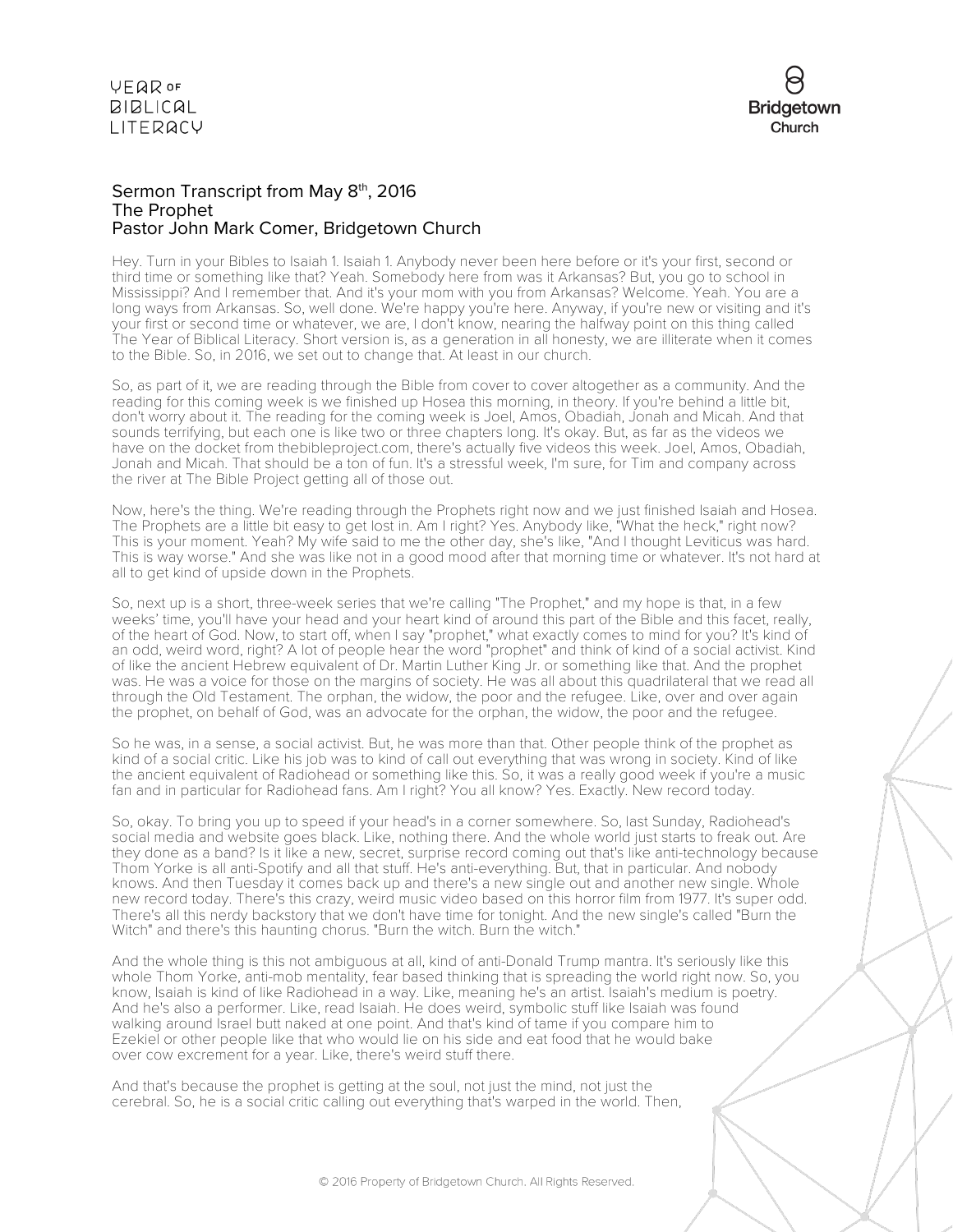## Sermon Transcript from May 8th, 2016
## The Prophet
## Pastor John Mark Comer, Bridgetown Church

Hey. Turn in your Bibles to Isaiah 1. Isaiah 1. Anybody never been here before or it's your first, second or third time or something like that? Yeah. Somebody here from was it Arkansas? But, you go to school in Mississippi? And I remember that. And it's your mom with you from Arkansas? Welcome. Yeah. You are a long ways from Arkansas. So, well done. We're happy you're here. Anyway, if you're new or visiting and it's your first or second time or whatever, we are, I don't know, nearing the halfway point on this thing called The Year of Biblical Literacy. Short version is, as a generation in all honesty, we are illiterate when it comes to the Bible. So, in 2016, we set out to change that. At least in our church.

So, as part of it, we are reading through the Bible from cover to cover altogether as a community. And the reading for this coming week is we finished up Hosea this morning, in theory. If you're behind a little bit, don't worry about it. The reading for the coming week is Joel, Amos, Obadiah, Jonah and Micah. And that sounds terrifying, but each one is like two or three chapters long. It's okay. But, as far as the videos we have on the docket from thebibleproject.com, there's actually five videos this week. Joel, Amos, Obadiah, Jonah and Micah. That should be a ton of fun. It's a stressful week, I'm sure, for Tim and company across the river at The Bible Project getting all of those out.

Now, here's the thing. We're reading through the Prophets right now and we just finished Isaiah and Hosea. The Prophets are a little bit easy to get lost in. Am I right? Yes. Anybody like, "What the heck," right now? This is your moment. Yeah? My wife said to me the other day, she's like, "And I thought Leviticus was hard. This is way worse." And she was like not in a good mood after that morning time or whatever. It's not hard at all to get kind of upside down in the Prophets.

So, next up is a short, three-week series that we're calling "The Prophet," and my hope is that, in a few weeks' time, you'll have your head and your heart kind of around this part of the Bible and this facet, really, of the heart of God. Now, to start off, when I say "prophet," what exactly comes to mind for you? It's kind of an odd, weird word, right? A lot of people hear the word "prophet" and think of kind of a social activist. Kind of like the ancient Hebrew equivalent of Dr. Martin Luther King Jr. or something like that. And the prophet was. He was a voice for those on the margins of society. He was all about this quadrilateral that we read all through the Old Testament. The orphan, the widow, the poor and the refugee. Like, over and over again the prophet, on behalf of God, was an advocate for the orphan, the widow, the poor and the refugee.

So he was, in a sense, a social activist. But, he was more than that. Other people think of the prophet as kind of a social critic. Like his job was to kind of call out everything that was wrong in society. Kind of like the ancient equivalent of Radiohead or something like this. So, it was a really good week if you're a music fan and in particular for Radiohead fans. Am I right? You all know? Yes. Exactly. New record today.

So, okay. To bring you up to speed if your head's in a corner somewhere. So, last Sunday, Radiohead's social media and website goes black. Like, nothing there. And the whole world just starts to freak out. Are they done as a band? Is it like a new, secret, surprise record coming out that's like anti-technology because Thom Yorke is all anti-Spotify and all that stuff. He's anti-everything. But, that in particular. And nobody knows. And then Tuesday it comes back up and there's a new single out and another new single. Whole new record today. There's this crazy, weird music video based on this horror film from 1977. It's super odd. There's all this nerdy backstory that we don't have time for tonight. And the new single's called "Burn the Witch" and there's this haunting chorus. "Burn the witch. Burn the witch."

And the whole thing is this not ambiguous at all, kind of anti-Donald Trump mantra. It's seriously like this whole Thom Yorke, anti-mob mentality, fear based thinking that is spreading the world right now. So, you know, Isaiah is kind of like Radiohead in a way. Like, meaning he's an artist. Isaiah's medium is poetry. And he's also a performer. Like, read Isaiah. He does weird, symbolic stuff like Isaiah was found walking around Israel butt naked at one point. And that's kind of tame if you compare him to Ezekiel or other people like that who would lie on his side and eat food that he would bake over cow excrement for a year. Like, there's weird stuff there.

And that's because the prophet is getting at the soul, not just the mind, not just the cerebral. So, he is a social critic calling out everything that's warped in the world. Then,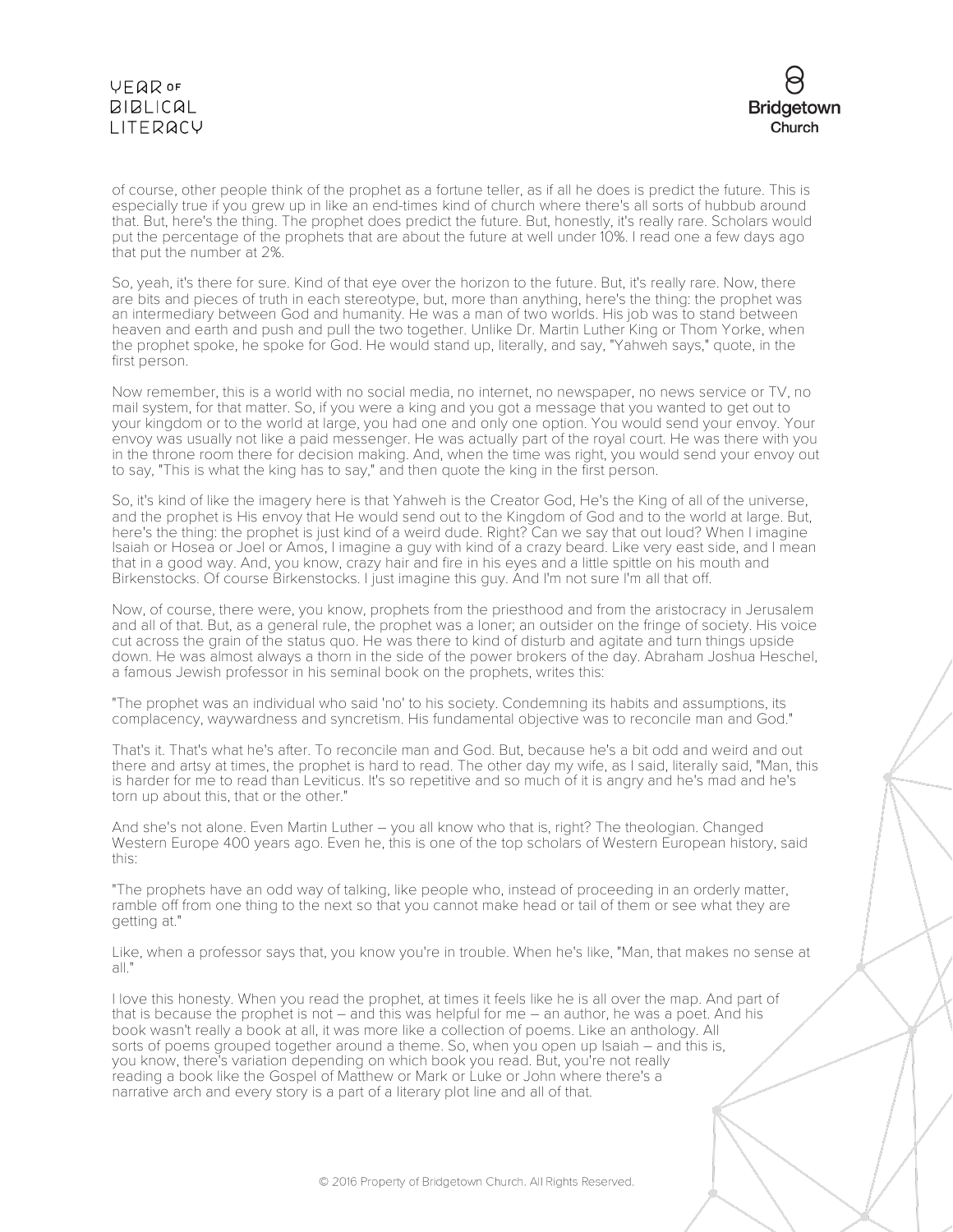of course, other people think of the prophet as a fortune teller, as if all he does is predict the future. This is especially true if you grew up in like an end-times kind of church where there's all sorts of hubbub around that. But, here's the thing. The prophet does predict the future. But, honestly, it's really rare. Scholars would put the percentage of the prophets that are about the future at well under 10%. I read one a few days ago that put the number at 2%.

So, yeah, it's there for sure. Kind of that eye over the horizon to the future. But, it's really rare. Now, there are bits and pieces of truth in each stereotype, but, more than anything, here's the thing: the prophet was an intermediary between God and humanity. He was a man of two worlds. His job was to stand between heaven and earth and push and pull the two together. Unlike Dr. Martin Luther King or Thom Yorke, when the prophet spoke, he spoke for God. He would stand up, literally, and say, "Yahweh says," quote, in the first person.

Now remember, this is a world with no social media, no internet, no newspaper, no news service or TV, no mail system, for that matter. So, if you were a king and you got a message that you wanted to get out to your kingdom or to the world at large, you had one and only one option. You would send your envoy. Your envoy was usually not like a paid messenger. He was actually part of the royal court. He was there with you in the throne room there for decision making. And, when the time was right, you would send your envoy out to say, "This is what the king has to say," and then quote the king in the first person.

So, it's kind of like the imagery here is that Yahweh is the Creator God, He's the King of all of the universe, and the prophet is His envoy that He would send out to the Kingdom of God and to the world at large. But, here's the thing: the prophet is just kind of a weird dude. Right? Can we say that out loud? When I imagine Isaiah or Hosea or Joel or Amos, I imagine a guy with kind of a crazy beard. Like very east side, and I mean that in a good way. And, you know, crazy hair and fire in his eyes and a little spittle on his mouth and Birkenstocks. Of course Birkenstocks. I just imagine this guy. And I'm not sure I'm all that off.

Now, of course, there were, you know, prophets from the priesthood and from the aristocracy in Jerusalem and all of that. But, as a general rule, the prophet was a loner; an outsider on the fringe of society. His voice cut across the grain of the status quo. He was there to kind of disturb and agitate and turn things upside down. He was almost always a thorn in the side of the power brokers of the day. Abraham Joshua Heschel, a famous Jewish professor in his seminal book on the prophets, writes this:

"The prophet was an individual who said 'no' to his society. Condemning its habits and assumptions, its complacency, waywardness and syncretism. His fundamental objective was to reconcile man and God."

That's it. That's what he's after. To reconcile man and God. But, because he's a bit odd and weird and out there and artsy at times, the prophet is hard to read. The other day my wife, as I said, literally said, "Man, this is harder for me to read than Leviticus. It's so repetitive and so much of it is angry and he's mad and he's torn up about this, that or the other."

And she's not alone. Even Martin Luther – you all know who that is, right? The theologian. Changed Western Europe 400 years ago. Even he, this is one of the top scholars of Western European history, said this:

"The prophets have an odd way of talking, like people who, instead of proceeding in an orderly matter, ramble off from one thing to the next so that you cannot make head or tail of them or see what they are getting at."

Like, when a professor says that, you know you're in trouble. When he's like, "Man, that makes no sense at all."

I love this honesty. When you read the prophet, at times it feels like he is all over the map. And part of that is because the prophet is not – and this was helpful for me – an author, he was a poet. And his book wasn't really a book at all, it was more like a collection of poems. Like an anthology. All sorts of poems grouped together around a theme. So, when you open up Isaiah – and this is, you know, there's variation depending on which book you read. But, you're not really reading a book like the Gospel of Matthew or Mark or Luke or John where there's a narrative arch and every story is a part of a literary plot line and all of that.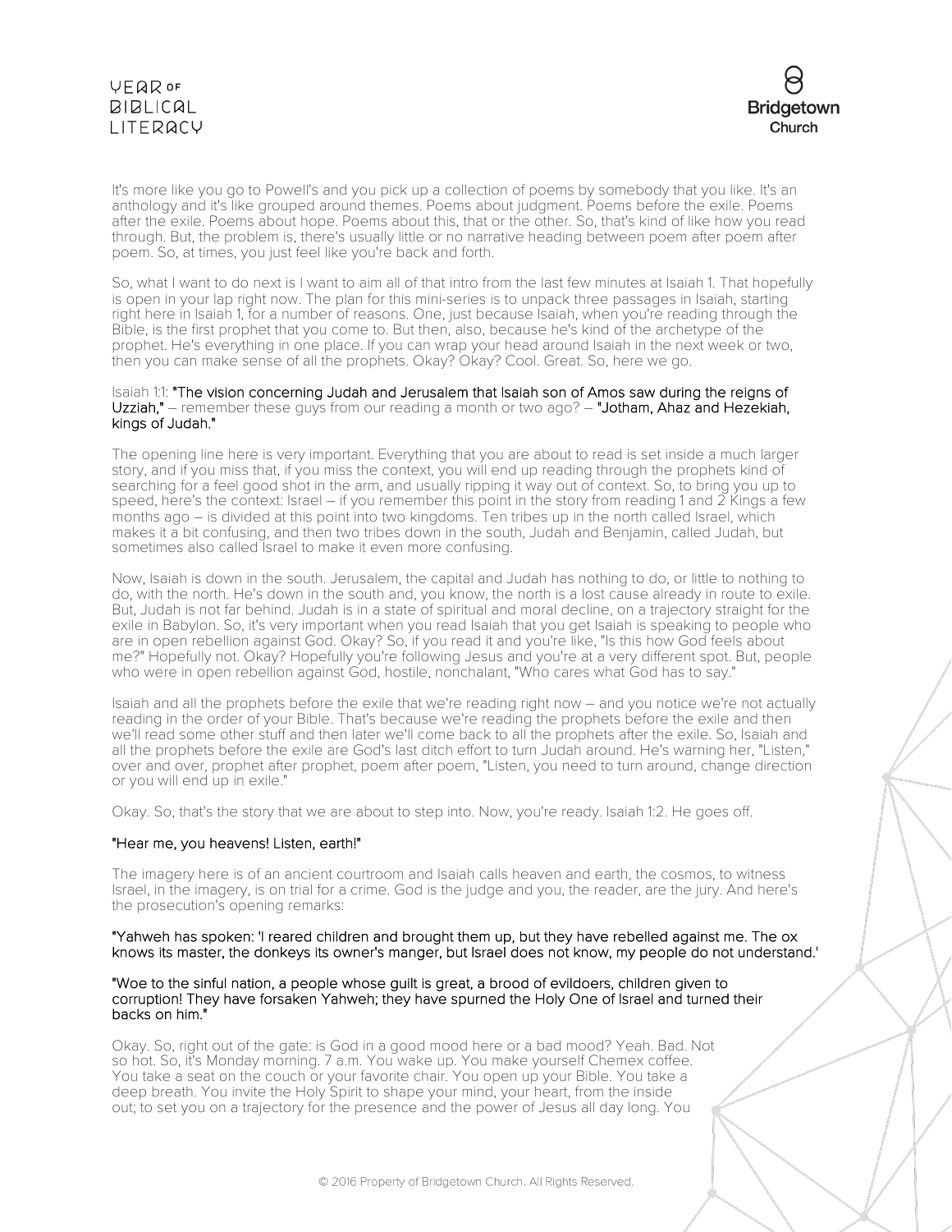It's more like you go to Powell's and you pick up a collection of poems by somebody that you like. It's an anthology and it's like grouped around themes. Poems about judgment. Poems before the exile. Poems after the exile. Poems about hope. Poems about this, that or the other. So, that's kind of like how you read through. But, the problem is, there's usually little or no narrative heading between poem after poem after poem. So, at times, you just feel like you're back and forth.

So, what I want to do next is I want to aim all of that intro from the last few minutes at Isaiah 1. That hopefully is open in your lap right now. The plan for this mini-series is to unpack three passages in Isaiah, starting right here in Isaiah 1, for a number of reasons. One, just because Isaiah, when you're reading through the Bible, is the first prophet that you come to. But then, also, because he's kind of the archetype of the prophet. He's everything in one place. If you can wrap your head around Isaiah in the next week or two, then you can make sense of all the prophets. Okay? Okay? Cool. Great. So, here we go.

Isaiah 1:1: **"The vision concerning Judah and Jerusalem that Isaiah son of Amos saw during the reigns of Uzziah,"** – remember these guys from our reading a month or two ago? – **"Jotham, Ahaz and Hezekiah, kings of Judah."**

The opening line here is very important. Everything that you are about to read is set inside a much larger story, and if you miss that, if you miss the context, you will end up reading through the prophets kind of searching for a feel good shot in the arm, and usually ripping it way out of context. So, to bring you up to speed, here's the context: Israel – if you remember this point in the story from reading 1 and 2 Kings a few months ago – is divided at this point into two kingdoms. Ten tribes up in the north called Israel, which makes it a bit confusing, and then two tribes down in the south, Judah and Benjamin, called Judah, but sometimes also called Israel to make it even more confusing.

Now, Isaiah is down in the south. Jerusalem, the capital and Judah has nothing to do, or little to nothing to do, with the north. He's down in the south and, you know, the north is a lost cause already in route to exile. But, Judah is not far behind. Judah is in a state of spiritual and moral decline, on a trajectory straight for the exile in Babylon. So, it's very important when you read Isaiah that you get Isaiah is speaking to people who are in open rebellion against God. Okay? So, if you read it and you're like, "Is this how God feels about me?" Hopefully not. Okay? Hopefully you're following Jesus and you're at a very different spot. But, people who were in open rebellion against God, hostile, nonchalant, "Who cares what God has to say."

Isaiah and all the prophets before the exile that we're reading right now – and you notice we're not actually reading in the order of your Bible. That's because we're reading the prophets before the exile and then we'll read some other stuff and then later we'll come back to all the prophets after the exile. So, Isaiah and all the prophets before the exile are God's last ditch effort to turn Judah around. He's warning her, "Listen," over and over, prophet after prophet, poem after poem, "Listen, you need to turn around, change direction or you will end up in exile."

Okay. So, that's the story that we are about to step into. Now, you're ready. Isaiah 1:2. He goes off.

**"Hear me, you heavens! Listen, earth!"**

The imagery here is of an ancient courtroom and Isaiah calls heaven and earth, the cosmos, to witness Israel, in the imagery, is on trial for a crime. God is the judge and you, the reader, are the jury. And here's the prosecution's opening remarks:

**"Yahweh has spoken: 'I reared children and brought them up, but they have rebelled against me. The ox knows its master, the donkeys its owner's manger, but Israel does not know, my people do not understand.'**

**"Woe to the sinful nation, a people whose guilt is great, a brood of evildoers, children given to corruption! They have forsaken Yahweh; they have spurned the Holy One of Israel and turned their backs on him."**

Okay. So, right out of the gate: is God in a good mood here or a bad mood? Yeah. Bad. Not so hot. So, it's Monday morning. 7 a.m. You wake up. You make yourself Chemex coffee. You take a seat on the couch or your favorite chair. You open up your Bible. You take a deep breath. You invite the Holy Spirit to shape your mind, your heart, from the inside out; to set you on a trajectory for the presence and the power of Jesus all day long. You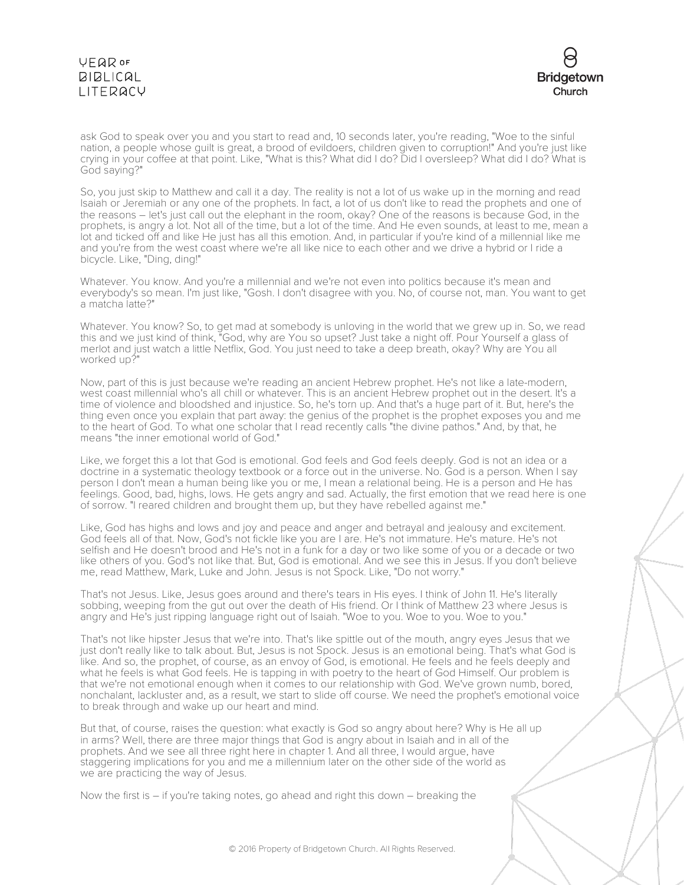ask God to speak over you and you start to read and, 10 seconds later, you're reading, "Woe to the sinful nation, a people whose guilt is great, a brood of evildoers, children given to corruption!" And you're just like crying in your coffee at that point. Like, "What is this? What did I do? Did I oversleep? What did I do? What is God saying?"

So, you just skip to Matthew and call it a day. The reality is not a lot of us wake up in the morning and read Isaiah or Jeremiah or any one of the prophets. In fact, a lot of us don't like to read the prophets and one of the reasons – let's just call out the elephant in the room, okay? One of the reasons is because God, in the prophets, is angry a lot. Not all of the time, but a lot of the time. And He even sounds, at least to me, mean a lot and ticked off and like He just has all this emotion. And, in particular if you're kind of a millennial like me and you're from the west coast where we're all like nice to each other and we drive a hybrid or I ride a bicycle. Like, "Ding, ding!"

Whatever. You know. And you're a millennial and we're not even into politics because it's mean and everybody's so mean. I'm just like, "Gosh. I don't disagree with you. No, of course not, man. You want to get a matcha latte?"

Whatever. You know? So, to get mad at somebody is unloving in the world that we grew up in. So, we read this and we just kind of think, "God, why are You so upset? Just take a night off. Pour Yourself a glass of merlot and just watch a little Netflix, God. You just need to take a deep breath, okay? Why are You all worked up?"

Now, part of this is just because we're reading an ancient Hebrew prophet. He's not like a late-modern, west coast millennial who's all chill or whatever. This is an ancient Hebrew prophet out in the desert. It's a time of violence and bloodshed and injustice. So, he's torn up. And that's a huge part of it. But, here's the thing even once you explain that part away: the genius of the prophet is the prophet exposes you and me to the heart of God. To what one scholar that I read recently calls "the divine pathos." And, by that, he means "the inner emotional world of God."

Like, we forget this a lot that God is emotional. God feels and God feels deeply. God is not an idea or a doctrine in a systematic theology textbook or a force out in the universe. No. God is a person. When I say person I don't mean a human being like you or me, I mean a relational being. He is a person and He has feelings. Good, bad, highs, lows. He gets angry and sad. Actually, the first emotion that we read here is one of sorrow. "I reared children and brought them up, but they have rebelled against me."

Like, God has highs and lows and joy and peace and anger and betrayal and jealousy and excitement. God feels all of that. Now, God's not fickle like you are I are. He's not immature. He's mature. He's not selfish and He doesn't brood and He's not in a funk for a day or two like some of you or a decade or two like others of you. God's not like that. But, God is emotional. And we see this in Jesus. If you don't believe me, read Matthew, Mark, Luke and John. Jesus is not Spock. Like, "Do not worry."

That's not Jesus. Like, Jesus goes around and there's tears in His eyes. I think of John 11. He's literally sobbing, weeping from the gut out over the death of His friend. Or I think of Matthew 23 where Jesus is angry and He's just ripping language right out of Isaiah. "Woe to you. Woe to you. Woe to you."

That's not like hipster Jesus that we're into. That's like spittle out of the mouth, angry eyes Jesus that we just don't really like to talk about. But, Jesus is not Spock. Jesus is an emotional being. That's what God is like. And so, the prophet, of course, as an envoy of God, is emotional. He feels and he feels deeply and what he feels is what God feels. He is tapping in with poetry to the heart of God Himself. Our problem is that we're not emotional enough when it comes to our relationship with God. We've grown numb, bored, nonchalant, lackluster and, as a result, we start to slide off course. We need the prophet's emotional voice to break through and wake up our heart and mind.

But that, of course, raises the question: what exactly is God so angry about here? Why is He all up in arms? Well, there are three major things that God is angry about in Isaiah and in all of the prophets. And we see all three right here in chapter 1. And all three, I would argue, have staggering implications for you and me a millennium later on the other side of the world as we are practicing the way of Jesus.

Now the first is – if you're taking notes, go ahead and right this down – breaking the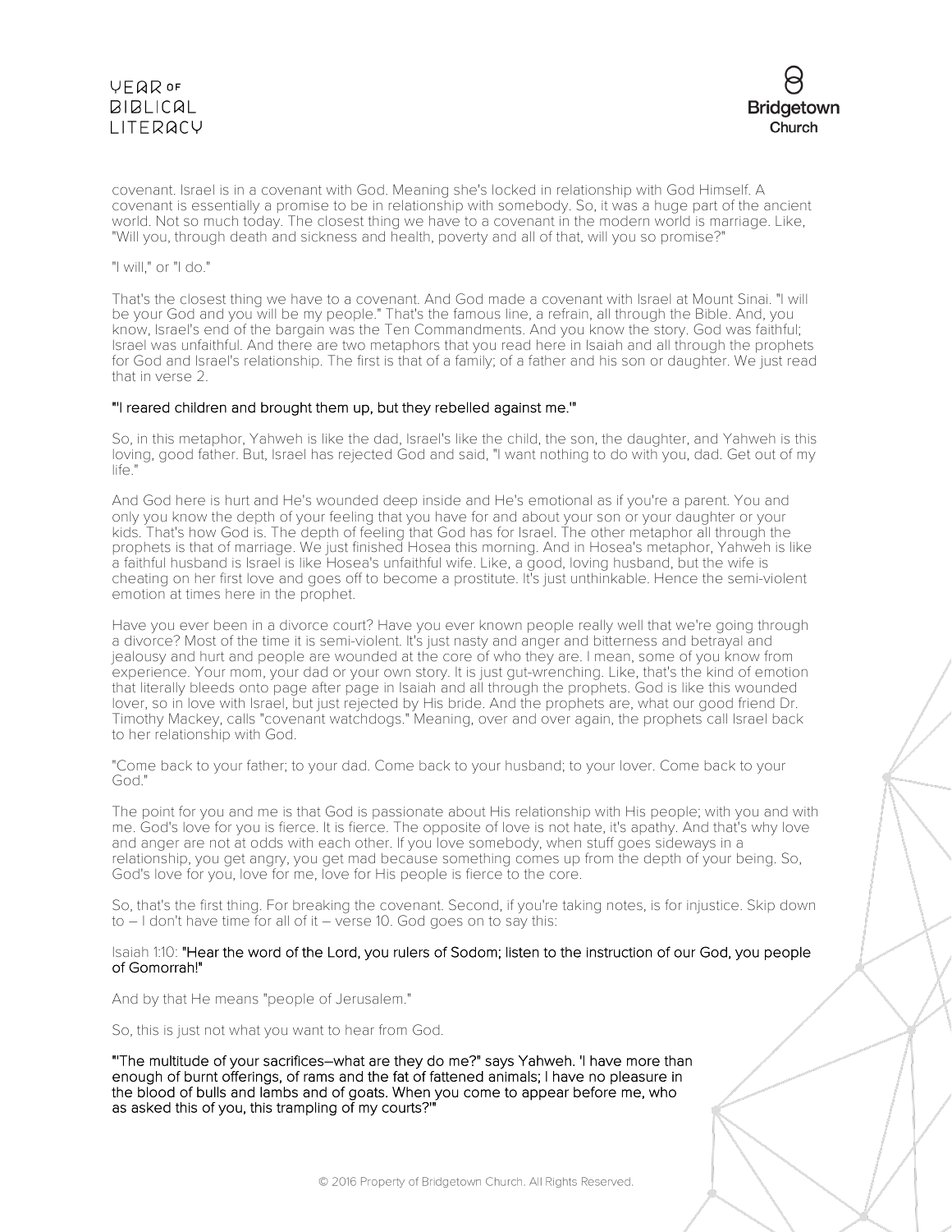covenant. Israel is in a covenant with God. Meaning she's locked in relationship with God Himself. A covenant is essentially a promise to be in relationship with somebody. So, it was a huge part of the ancient world. Not so much today. The closest thing we have to a covenant in the modern world is marriage. Like, "Will you, through death and sickness and health, poverty and all of that, will you so promise?"

"I will," or "I do."

That's the closest thing we have to a covenant. And God made a covenant with Israel at Mount Sinai. "I will be your God and you will be my people." That's the famous line, a refrain, all through the Bible. And, you know, Israel's end of the bargain was the Ten Commandments. And you know the story. God was faithful; Israel was unfaithful. And there are two metaphors that you read here in Isaiah and all through the prophets for God and Israel's relationship. The first is that of a family; of a father and his son or daughter. We just read that in verse 2.

"'I reared children and brought them up, but they rebelled against me.'"

So, in this metaphor, Yahweh is like the dad, Israel's like the child, the son, the daughter, and Yahweh is this loving, good father. But, Israel has rejected God and said, "I want nothing to do with you, dad. Get out of my life."

And God here is hurt and He's wounded deep inside and He's emotional as if you're a parent. You and only you know the depth of your feeling that you have for and about your son or your daughter or your kids. That's how God is. The depth of feeling that God has for Israel. The other metaphor all through the prophets is that of marriage. We just finished Hosea this morning. And in Hosea's metaphor, Yahweh is like a faithful husband is Israel is like Hosea's unfaithful wife. Like, a good, loving husband, but the wife is cheating on her first love and goes off to become a prostitute. It's just unthinkable. Hence the semi-violent emotion at times here in the prophet.

Have you ever been in a divorce court? Have you ever known people really well that we're going through a divorce? Most of the time it is semi-violent. It's just nasty and anger and bitterness and betrayal and jealousy and hurt and people are wounded at the core of who they are. I mean, some of you know from experience. Your mom, your dad or your own story. It is just gut-wrenching. Like, that's the kind of emotion that literally bleeds onto page after page in Isaiah and all through the prophets. God is like this wounded lover, so in love with Israel, but just rejected by His bride. And the prophets are, what our good friend Dr. Timothy Mackey, calls "covenant watchdogs." Meaning, over and over again, the prophets call Israel back to her relationship with God.

"Come back to your father; to your dad. Come back to your husband; to your lover. Come back to your God."

The point for you and me is that God is passionate about His relationship with His people; with you and with me. God's love for you is fierce. It is fierce. The opposite of love is not hate, it's apathy. And that's why love and anger are not at odds with each other. If you love somebody, when stuff goes sideways in a relationship, you get angry, you get mad because something comes up from the depth of your being. So, God's love for you, love for me, love for His people is fierce to the core.

So, that's the first thing. For breaking the covenant. Second, if you're taking notes, is for injustice. Skip down to – I don't have time for all of it – verse 10. God goes on to say this:

Isaiah 1:10: "Hear the word of the Lord, you rulers of Sodom; listen to the instruction of our God, you people of Gomorrah!"

And by that He means "people of Jerusalem."

So, this is just not what you want to hear from God.

"'The multitude of your sacrifices–what are they do me?" says Yahweh. 'I have more than enough of burnt offerings, of rams and the fat of fattened animals; I have no pleasure in the blood of bulls and lambs and of goats. When you come to appear before me, who as asked this of you, this trampling of my courts?'"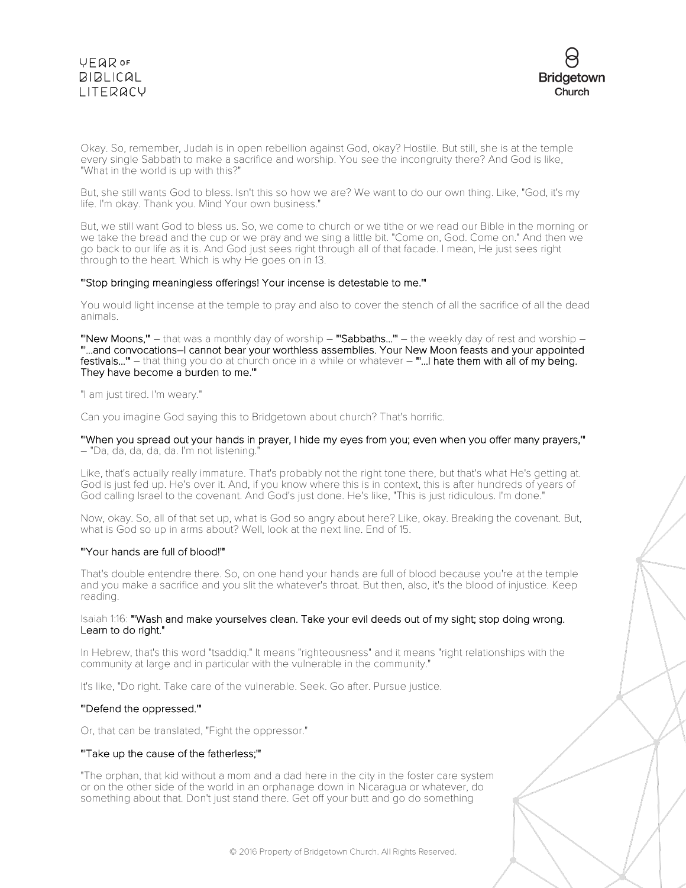Okay. So, remember, Judah is in open rebellion against God, okay? Hostile. But still, she is at the temple every single Sabbath to make a sacrifice and worship. You see the incongruity there? And God is like, "What in the world is up with this?"

But, she still wants God to bless. Isn't this so how we are? We want to do our own thing. Like, "God, it's my life. I'm okay. Thank you. Mind Your own business."

But, we still want God to bless us. So, we come to church or we tithe or we read our Bible in the morning or we take the bread and the cup or we pray and we sing a little bit. "Come on, God. Come on." And then we go back to our life as it is. And God just sees right through all of that facade. I mean, He just sees right through to the heart. Which is why He goes on in 13.

**"'Stop bringing meaningless offerings! Your incense is detestable to me.'"**

You would light incense at the temple to pray and also to cover the stench of all the sacrifice of all the dead animals.

**"'New Moons,'"** – that was a monthly day of worship – **"'Sabbaths...'"** – the weekly day of rest and worship – **"'...and convocations–I cannot bear your worthless assemblies. Your New Moon feasts and your appointed festivals...'"** – that thing you do at church once in a while or whatever – **"'...I hate them with all of my being. They have become a burden to me.'"**

"I am just tired. I'm weary."

Can you imagine God saying this to Bridgetown about church? That's horrific.

**"'When you spread out your hands in prayer, I hide my eyes from you; even when you offer many prayers,'"** – "Da, da, da, da, da. I'm not listening."

Like, that's actually really immature. That's probably not the right tone there, but that's what He's getting at. God is just fed up. He's over it. And, if you know where this is in context, this is after hundreds of years of God calling Israel to the covenant. And God's just done. He's like, "This is just ridiculous. I'm done."

Now, okay. So, all of that set up, what is God so angry about here? Like, okay. Breaking the covenant. But, what is God so up in arms about? Well, look at the next line. End of 15.

**"'Your hands are full of blood!'"**

That's double entendre there. So, on one hand your hands are full of blood because you're at the temple and you make a sacrifice and you slit the whatever's throat. But then, also, it's the blood of injustice. Keep reading.

Isaiah 1:16: **"'Wash and make yourselves clean. Take your evil deeds out of my sight; stop doing wrong. Learn to do right."**

In Hebrew, that's this word "tsaddiq." It means "righteousness" and it means "right relationships with the community at large and in particular with the vulnerable in the community."

It's like, "Do right. Take care of the vulnerable. Seek. Go after. Pursue justice.

**"'Defend the oppressed.'"**

Or, that can be translated, "Fight the oppressor."

**"'Take up the cause of the fatherless;'"**

"The orphan, that kid without a mom and a dad here in the city in the foster care system or on the other side of the world in an orphanage down in Nicaragua or whatever, do something about that. Don't just stand there. Get off your butt and go do something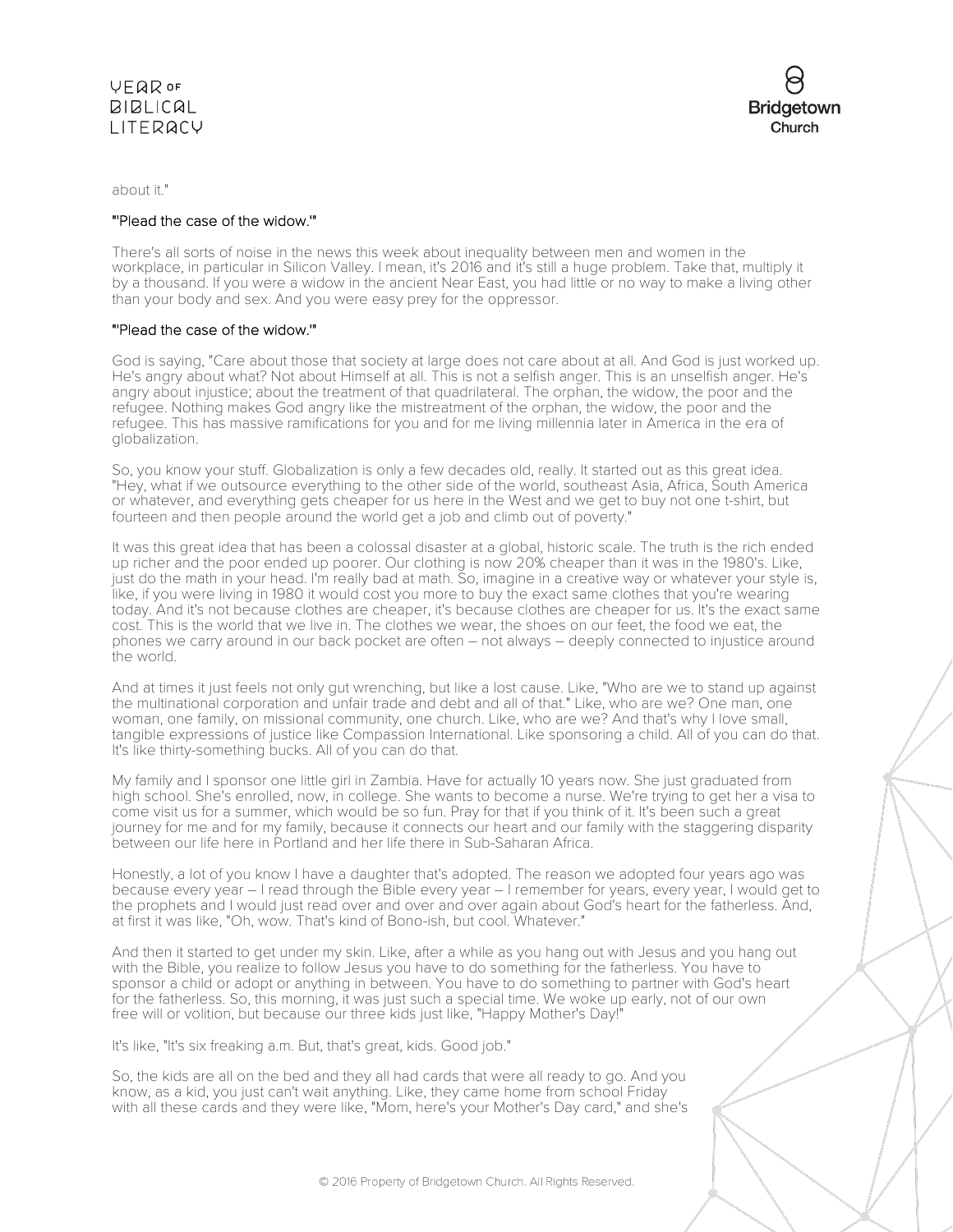about it."

**"'Plead the case of the widow.'"**

There's all sorts of noise in the news this week about inequality between men and women in the workplace, in particular in Silicon Valley. I mean, it's 2016 and it's still a huge problem. Take that, multiply it by a thousand. If you were a widow in the ancient Near East, you had little or no way to make a living other than your body and sex. And you were easy prey for the oppressor.

**"'Plead the case of the widow.'"**

God is saying, "Care about those that society at large does not care about at all. And God is just worked up. He's angry about what? Not about Himself at all. This is not a selfish anger. This is an unselfish anger. He's angry about injustice; about the treatment of that quadrilateral. The orphan, the widow, the poor and the refugee. Nothing makes God angry like the mistreatment of the orphan, the widow, the poor and the refugee. This has massive ramifications for you and for me living millennia later in America in the era of globalization.

So, you know your stuff. Globalization is only a few decades old, really. It started out as this great idea. "Hey, what if we outsource everything to the other side of the world, southeast Asia, Africa, South America or whatever, and everything gets cheaper for us here in the West and we get to buy not one t-shirt, but fourteen and then people around the world get a job and climb out of poverty."

It was this great idea that has been a colossal disaster at a global, historic scale. The truth is the rich ended up richer and the poor ended up poorer. Our clothing is now 20% cheaper than it was in the 1980's. Like, just do the math in your head. I'm really bad at math. So, imagine in a creative way or whatever your style is, like, if you were living in 1980 it would cost you more to buy the exact same clothes that you're wearing today. And it's not because clothes are cheaper, it's because clothes are cheaper for us. It's the exact same cost. This is the world that we live in. The clothes we wear, the shoes on our feet, the food we eat, the phones we carry around in our back pocket are often – not always – deeply connected to injustice around the world.

And at times it just feels not only gut wrenching, but like a lost cause. Like, "Who are we to stand up against the multinational corporation and unfair trade and debt and all of that." Like, who are we? One man, one woman, one family, on missional community, one church. Like, who are we? And that's why I love small, tangible expressions of justice like Compassion International. Like sponsoring a child. All of you can do that. It's like thirty-something bucks. All of you can do that.

My family and I sponsor one little girl in Zambia. Have for actually 10 years now. She just graduated from high school. She's enrolled, now, in college. She wants to become a nurse. We're trying to get her a visa to come visit us for a summer, which would be so fun. Pray for that if you think of it. It's been such a great journey for me and for my family, because it connects our heart and our family with the staggering disparity between our life here in Portland and her life there in Sub-Saharan Africa.

Honestly, a lot of you know I have a daughter that's adopted. The reason we adopted four years ago was because every year – I read through the Bible every year – I remember for years, every year, I would get to the prophets and I would just read over and over and over again about God's heart for the fatherless. And, at first it was like, "Oh, wow. That's kind of Bono-ish, but cool. Whatever."

And then it started to get under my skin. Like, after a while as you hang out with Jesus and you hang out with the Bible, you realize to follow Jesus you have to do something for the fatherless. You have to sponsor a child or adopt or anything in between. You have to do something to partner with God's heart for the fatherless. So, this morning, it was just such a special time. We woke up early, not of our own free will or volition, but because our three kids just like, "Happy Mother's Day!"

It's like, "It's six freaking a.m. But, that's great, kids. Good job."

So, the kids are all on the bed and they all had cards that were all ready to go. And you know, as a kid, you just can't wait anything. Like, they came home from school Friday with all these cards and they were like, "Mom, here's your Mother's Day card," and she's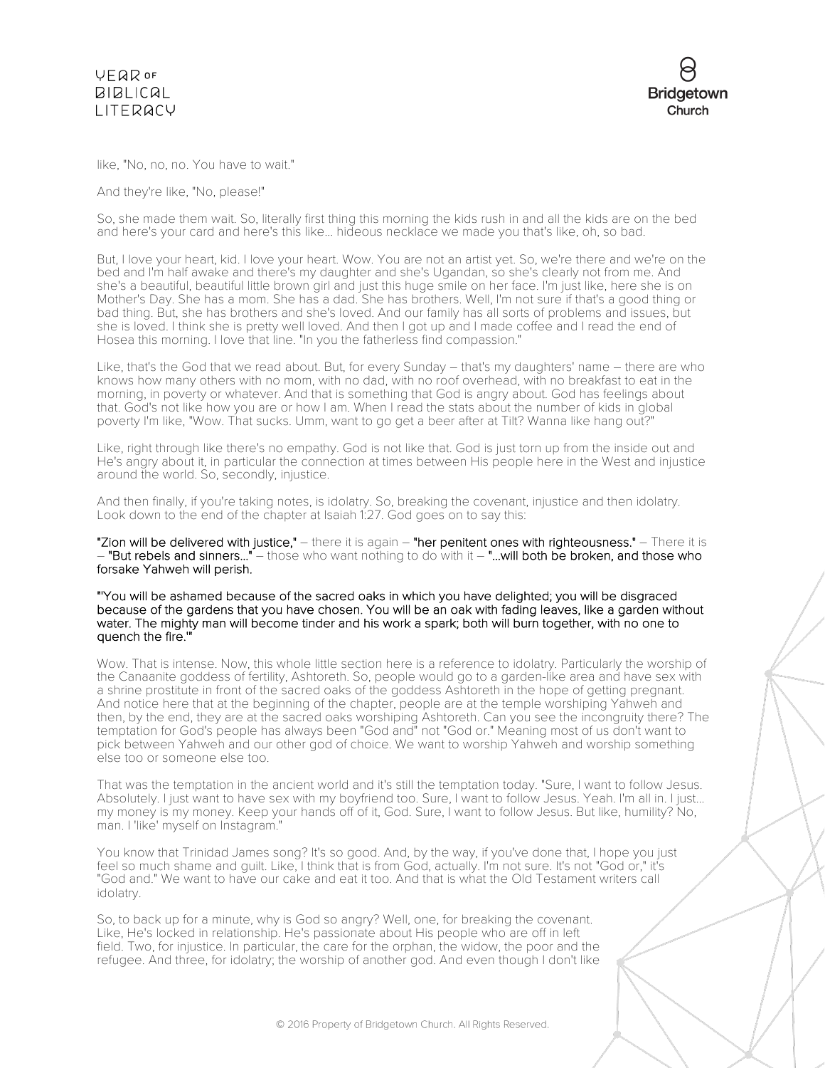like, "No, no, no. You have to wait."

And they're like, "No, please!"

So, she made them wait. So, literally first thing this morning the kids rush in and all the kids are on the bed and here's your card and here's this like… hideous necklace we made you that's like, oh, so bad.

But, I love your heart, kid. I love your heart. Wow. You are not an artist yet. So, we're there and we're on the bed and I'm half awake and there's my daughter and she's Ugandan, so she's clearly not from me. And she's a beautiful, beautiful little brown girl and just this huge smile on her face. I'm just like, here she is on Mother's Day. She has a mom. She has a dad. She has brothers. Well, I'm not sure if that's a good thing or bad thing. But, she has brothers and she's loved. And our family has all sorts of problems and issues, but she is loved. I think she is pretty well loved. And then I got up and I made coffee and I read the end of Hosea this morning. I love that line. "In you the fatherless find compassion."

Like, that's the God that we read about. But, for every Sunday – that's my daughters' name – there are who knows how many others with no mom, with no dad, with no roof overhead, with no breakfast to eat in the morning, in poverty or whatever. And that is something that God is angry about. God has feelings about that. God's not like how you are or how I am. When I read the stats about the number of kids in global poverty I'm like, "Wow. That sucks. Umm, want to go get a beer after at Tilt? Wanna like hang out?"

Like, right through like there's no empathy. God is not like that. God is just torn up from the inside out and He's angry about it, in particular the connection at times between His people here in the West and injustice around the world. So, secondly, injustice.

And then finally, if you're taking notes, is idolatry. So, breaking the covenant, injustice and then idolatry. Look down to the end of the chapter at Isaiah 1:27. God goes on to say this:

**"Zion will be delivered with justice,"** – there it is again – **"her penitent ones with righteousness."** – There it is – **"But rebels and sinners…"** – those who want nothing to do with it – **"…will both be broken, and those who forsake Yahweh will perish.**

**"'You will be ashamed because of the sacred oaks in which you have delighted; you will be disgraced because of the gardens that you have chosen. You will be an oak with fading leaves, like a garden without water. The mighty man will become tinder and his work a spark; both will burn together, with no one to quench the fire.'"**

Wow. That is intense. Now, this whole little section here is a reference to idolatry. Particularly the worship of the Canaanite goddess of fertility, Ashtoreth. So, people would go to a garden-like area and have sex with a shrine prostitute in front of the sacred oaks of the goddess Ashtoreth in the hope of getting pregnant. And notice here that at the beginning of the chapter, people are at the temple worshiping Yahweh and then, by the end, they are at the sacred oaks worshiping Ashtoreth. Can you see the incongruity there? The temptation for God's people has always been "God and" not "God or." Meaning most of us don't want to pick between Yahweh and our other god of choice. We want to worship Yahweh and worship something else too or someone else too.

That was the temptation in the ancient world and it's still the temptation today. "Sure, I want to follow Jesus. Absolutely. I just want to have sex with my boyfriend too. Sure, I want to follow Jesus. Yeah. I'm all in. I just… my money is my money. Keep your hands off of it, God. Sure, I want to follow Jesus. But like, humility? No, man. I 'like' myself on Instagram."

You know that Trinidad James song? It's so good. And, by the way, if you've done that, I hope you just feel so much shame and guilt. Like, I think that is from God, actually. I'm not sure. It's not "God or," it's "God and." We want to have our cake and eat it too. And that is what the Old Testament writers call idolatry.

So, to back up for a minute, why is God so angry? Well, one, for breaking the covenant. Like, He's locked in relationship. He's passionate about His people who are off in left field. Two, for injustice. In particular, the care for the orphan, the widow, the poor and the refugee. And three, for idolatry; the worship of another god. And even though I don't like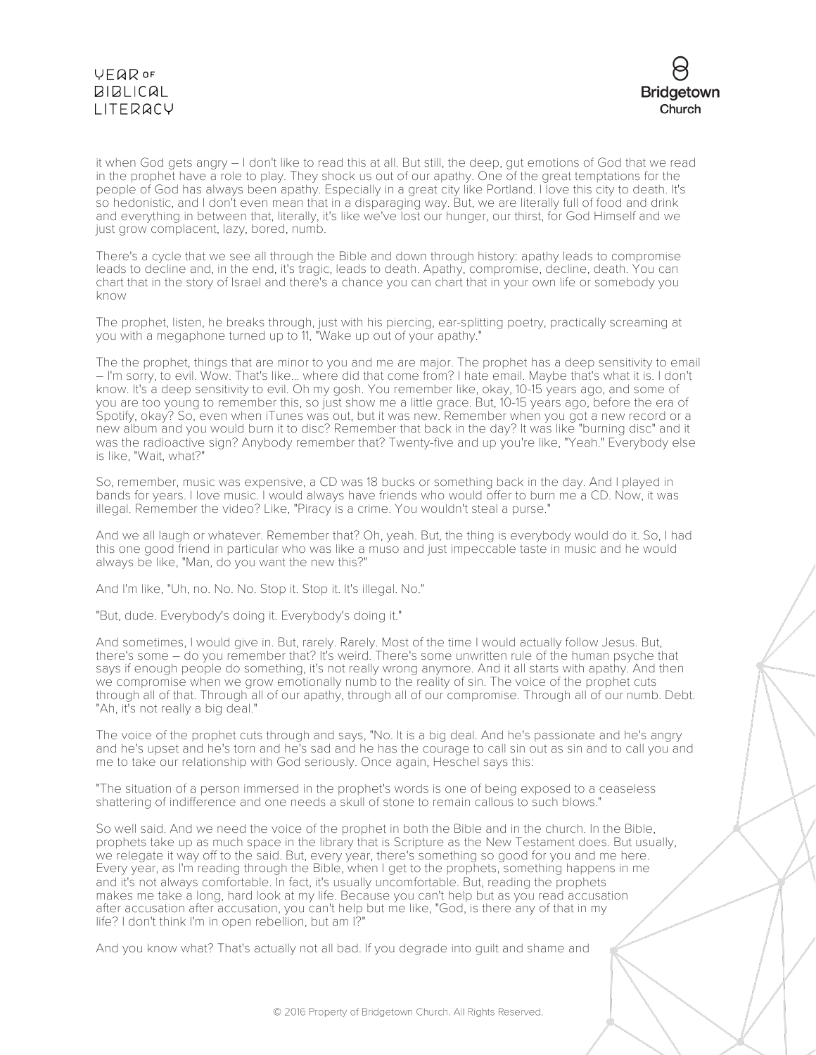it when God gets angry – I don't like to read this at all. But still, the deep, gut emotions of God that we read in the prophet have a role to play. They shock us out of our apathy. One of the great temptations for the people of God has always been apathy. Especially in a great city like Portland. I love this city to death. It's so hedonistic, and I don't even mean that in a disparaging way. But, we are literally full of food and drink and everything in between that, literally, it's like we've lost our hunger, our thirst, for God Himself and we just grow complacent, lazy, bored, numb.

There's a cycle that we see all through the Bible and down through history: apathy leads to compromise leads to decline and, in the end, it's tragic, leads to death. Apathy, compromise, decline, death. You can chart that in the story of Israel and there's a chance you can chart that in your own life or somebody you know

The prophet, listen, he breaks through, just with his piercing, ear-splitting poetry, practically screaming at you with a megaphone turned up to 11, "Wake up out of your apathy."

The the prophet, things that are minor to you and me are major. The prophet has a deep sensitivity to email – I'm sorry, to evil. Wow. That's like... where did that come from? I hate email. Maybe that's what it is. I don't know. It's a deep sensitivity to evil. Oh my gosh. You remember like, okay, 10-15 years ago, and some of you are too young to remember this, so just show me a little grace. But, 10-15 years ago, before the era of Spotify, okay? So, even when iTunes was out, but it was new. Remember when you got a new record or a new album and you would burn it to disc? Remember that back in the day? It was like "burning disc" and it was the radioactive sign? Anybody remember that? Twenty-five and up you're like, "Yeah." Everybody else is like, "Wait, what?"

So, remember, music was expensive, a CD was 18 bucks or something back in the day. And I played in bands for years. I love music. I would always have friends who would offer to burn me a CD. Now, it was illegal. Remember the video? Like, "Piracy is a crime. You wouldn't steal a purse."

And we all laugh or whatever. Remember that? Oh, yeah. But, the thing is everybody would do it. So, I had this one good friend in particular who was like a muso and just impeccable taste in music and he would always be like, "Man, do you want the new this?"

And I'm like, "Uh, no. No. No. Stop it. Stop it. It's illegal. No."

"But, dude. Everybody's doing it. Everybody's doing it."

And sometimes, I would give in. But, rarely. Rarely. Most of the time I would actually follow Jesus. But, there's some – do you remember that? It's weird. There's some unwritten rule of the human psyche that says if enough people do something, it's not really wrong anymore. And it all starts with apathy. And then we compromise when we grow emotionally numb to the reality of sin. The voice of the prophet cuts through all of that. Through all of our apathy, through all of our compromise. Through all of our numb. Debt. "Ah, it's not really a big deal."

The voice of the prophet cuts through and says, "No. It is a big deal. And he's passionate and he's angry and he's upset and he's torn and he's sad and he has the courage to call sin out as sin and to call you and me to take our relationship with God seriously. Once again, Heschel says this:

"The situation of a person immersed in the prophet's words is one of being exposed to a ceaseless shattering of indifference and one needs a skull of stone to remain callous to such blows."

So well said. And we need the voice of the prophet in both the Bible and in the church. In the Bible, prophets take up as much space in the library that is Scripture as the New Testament does. But usually, we relegate it way off to the said. But, every year, there's something so good for you and me here. Every year, as I'm reading through the Bible, when I get to the prophets, something happens in me and it's not always comfortable. In fact, it's usually uncomfortable. But, reading the prophets makes me take a long, hard look at my life. Because you can't help but as you read accusation after accusation after accusation, you can't help but me like, "God, is there any of that in my life? I don't think I'm in open rebellion, but am I?"

And you know what? That's actually not all bad. If you degrade into guilt and shame and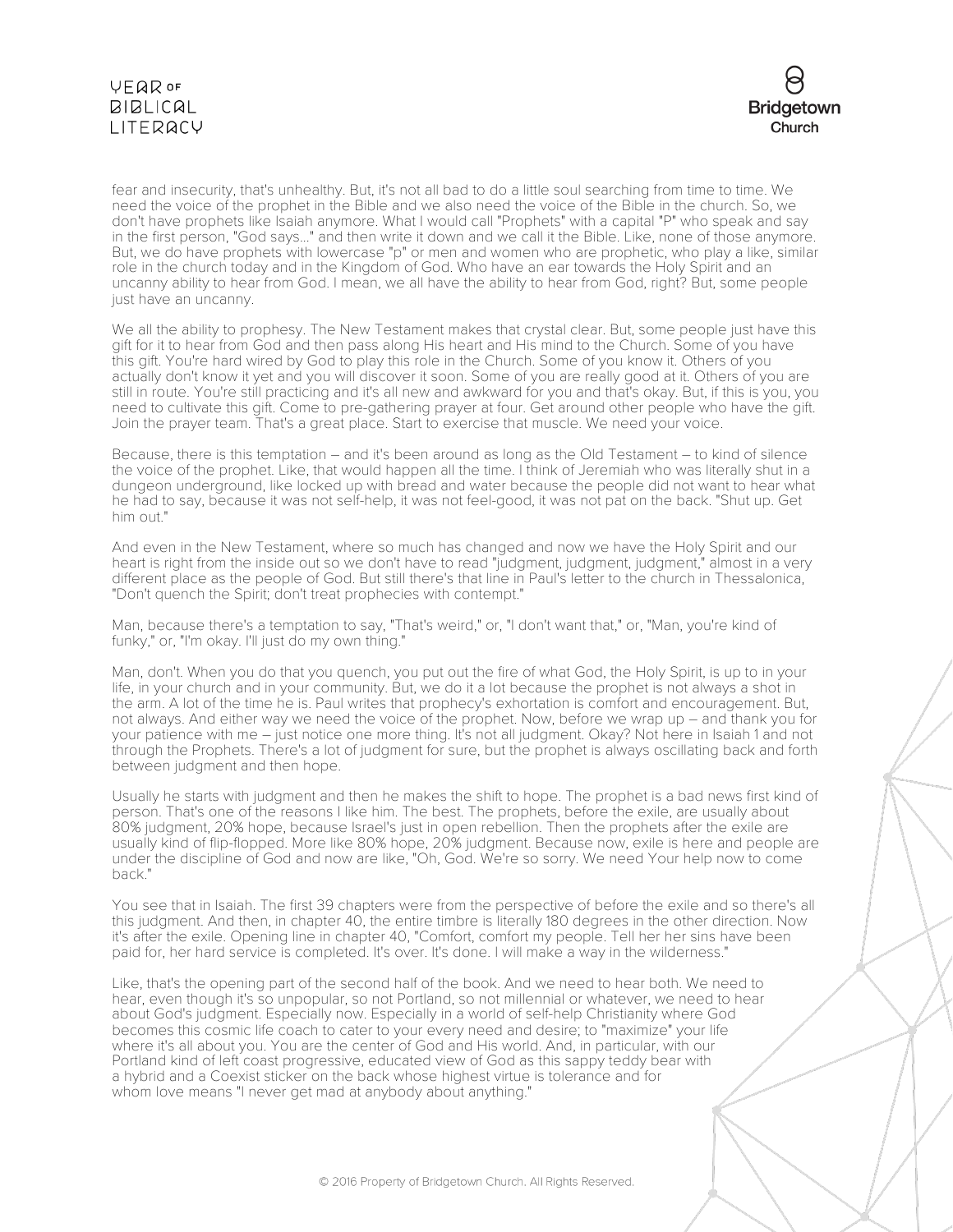fear and insecurity, that's unhealthy. But, it's not all bad to do a little soul searching from time to time. We need the voice of the prophet in the Bible and we also need the voice of the Bible in the church. So, we don't have prophets like Isaiah anymore. What I would call "Prophets" with a capital "P" who speak and say in the first person, "God says..." and then write it down and we call it the Bible. Like, none of those anymore. But, we do have prophets with lowercase "p" or men and women who are prophetic, who play a like, similar role in the church today and in the Kingdom of God. Who have an ear towards the Holy Spirit and an uncanny ability to hear from God. I mean, we all have the ability to hear from God, right? But, some people just have an uncanny.

We all the ability to prophesy. The New Testament makes that crystal clear. But, some people just have this gift for it to hear from God and then pass along His heart and His mind to the Church. Some of you have this gift. You're hard wired by God to play this role in the Church. Some of you know it. Others of you actually don't know it yet and you will discover it soon. Some of you are really good at it. Others of you are still in route. You're still practicing and it's all new and awkward for you and that's okay. But, if this is you, you need to cultivate this gift. Come to pre-gathering prayer at four. Get around other people who have the gift. Join the prayer team. That's a great place. Start to exercise that muscle. We need your voice.

Because, there is this temptation – and it's been around as long as the Old Testament – to kind of silence the voice of the prophet. Like, that would happen all the time. I think of Jeremiah who was literally shut in a dungeon underground, like locked up with bread and water because the people did not want to hear what he had to say, because it was not self-help, it was not feel-good, it was not pat on the back. "Shut up. Get him out."

And even in the New Testament, where so much has changed and now we have the Holy Spirit and our heart is right from the inside out so we don't have to read "judgment, judgment, judgment," almost in a very different place as the people of God. But still there's that line in Paul's letter to the church in Thessalonica, "Don't quench the Spirit; don't treat prophecies with contempt."

Man, because there's a temptation to say, "That's weird," or, "I don't want that," or, "Man, you're kind of funky," or, "I'm okay. I'll just do my own thing."

Man, don't. When you do that you quench, you put out the fire of what God, the Holy Spirit, is up to in your life, in your church and in your community. But, we do it a lot because the prophet is not always a shot in the arm. A lot of the time he is. Paul writes that prophecy's exhortation is comfort and encouragement. But, not always. And either way we need the voice of the prophet. Now, before we wrap up – and thank you for your patience with me – just notice one more thing. It's not all judgment. Okay? Not here in Isaiah 1 and not through the Prophets. There's a lot of judgment for sure, but the prophet is always oscillating back and forth between judgment and then hope.

Usually he starts with judgment and then he makes the shift to hope. The prophet is a bad news first kind of person. That's one of the reasons I like him. The best. The prophets, before the exile, are usually about 80% judgment, 20% hope, because Israel's just in open rebellion. Then the prophets after the exile are usually kind of flip-flopped. More like 80% hope, 20% judgment. Because now, exile is here and people are under the discipline of God and now are like, "Oh, God. We're so sorry. We need Your help now to come back."

You see that in Isaiah. The first 39 chapters were from the perspective of before the exile and so there's all this judgment. And then, in chapter 40, the entire timbre is literally 180 degrees in the other direction. Now it's after the exile. Opening line in chapter 40, "Comfort, comfort my people. Tell her her sins have been paid for, her hard service is completed. It's over. It's done. I will make a way in the wilderness."

Like, that's the opening part of the second half of the book. And we need to hear both. We need to hear, even though it's so unpopular, so not Portland, so not millennial or whatever, we need to hear about God's judgment. Especially now. Especially in a world of self-help Christianity where God becomes this cosmic life coach to cater to your every need and desire; to "maximize" your life where it's all about you. You are the center of God and His world. And, in particular, with our Portland kind of left coast progressive, educated view of God as this sappy teddy bear with a hybrid and a Coexist sticker on the back whose highest virtue is tolerance and for whom love means "I never get mad at anybody about anything."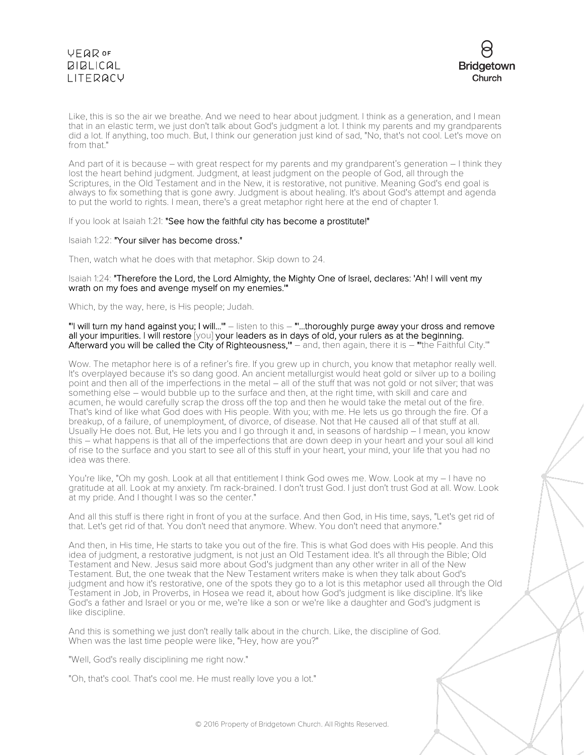Like, this is so the air we breathe. And we need to hear about judgment. I think as a generation, and I mean that in an elastic term, we just don't talk about God's judgment a lot. I think my parents and my grandparents did a lot. If anything, too much. But, I think our generation just kind of sad, "No, that's not cool. Let's move on from that."

And part of it is because – with great respect for my parents and my grandparent's generation – I think they lost the heart behind judgment. Judgment, at least judgment on the people of God, all through the Scriptures, in the Old Testament and in the New, it is restorative, not punitive. Meaning God's end goal is always to fix something that is gone awry. Judgment is about healing. It's about God's attempt and agenda to put the world to rights. I mean, there's a great metaphor right here at the end of chapter 1.

If you look at Isaiah 1:21: **"See how the faithful city has become a prostitute!"**

Isaiah 1:22: **"Your silver has become dross."**

Then, watch what he does with that metaphor. Skip down to 24.

Isaiah 1:24: **"Therefore the Lord, the Lord Almighty, the Mighty One of Israel, declares: 'Ah! I will vent my wrath on my foes and avenge myself on my enemies.'"**

Which, by the way, here, is His people; Judah.

**"'I will turn my hand against you; I will...'"** – listen to this – **"'...thoroughly purge away your dross and remove all your impurities. I will restore** [you] **your leaders as in days of old, your rulers as at the beginning. Afterward you will be called the City of Righteousness,'"** – and, then again, there it is – **"'the Faithful City.'"**

Wow. The metaphor here is of a refiner's fire. If you grew up in church, you know that metaphor really well. It's overplayed because it's so dang good. An ancient metallurgist would heat gold or silver up to a boiling point and then all of the imperfections in the metal – all of the stuff that was not gold or not silver; that was something else – would bubble up to the surface and then, at the right time, with skill and care and acumen, he would carefully scrap the dross off the top and then he would take the metal out of the fire. That's kind of like what God does with His people. With you; with me. He lets us go through the fire. Of a breakup, of a failure, of unemployment, of divorce, of disease. Not that He caused all of that stuff at all. Usually He does not. But, He lets you and I go through it and, in seasons of hardship – I mean, you know this – what happens is that all of the imperfections that are down deep in your heart and your soul all kind of rise to the surface and you start to see all of this stuff in your heart, your mind, your life that you had no idea was there.

You're like, "Oh my gosh. Look at all that entitlement I think God owes me. Wow. Look at my – I have no gratitude at all. Look at my anxiety. I'm rack-brained. I don't trust God. I just don't trust God at all. Wow. Look at my pride. And I thought I was so the center."

And all this stuff is there right in front of you at the surface. And then God, in His time, says, "Let's get rid of that. Let's get rid of that. You don't need that anymore. Whew. You don't need that anymore."

And then, in His time, He starts to take you out of the fire. This is what God does with His people. And this idea of judgment, a restorative judgment, is not just an Old Testament idea. It's all through the Bible; Old Testament and New. Jesus said more about God's judgment than any other writer in all of the New Testament. But, the one tweak that the New Testament writers make is when they talk about God's judgment and how it's restorative, one of the spots they go to a lot is this metaphor used all through the Old Testament in Job, in Proverbs, in Hosea we read it, about how God's judgment is like discipline. It's like God's a father and Israel or you or me, we're like a son or we're like a daughter and God's judgment is like discipline.

And this is something we just don't really talk about in the church. Like, the discipline of God. When was the last time people were like, "Hey, how are you?"

"Well, God's really disciplining me right now."

"Oh, that's cool. That's cool me. He must really love you a lot."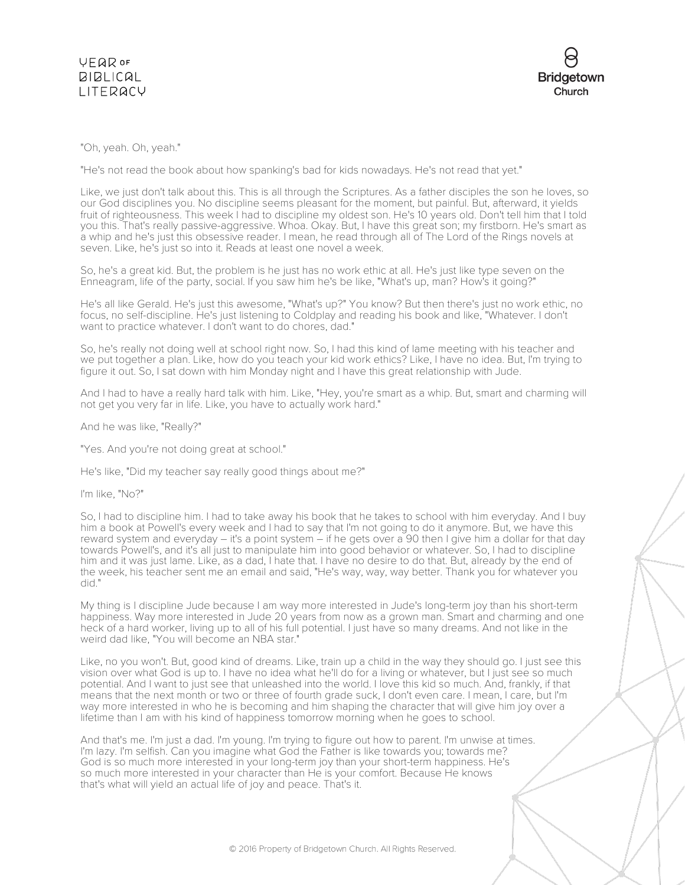"Oh, yeah. Oh, yeah."

"He's not read the book about how spanking's bad for kids nowadays. He's not read that yet."

Like, we just don't talk about this. This is all through the Scriptures. As a father disciples the son he loves, so our God disciplines you. No discipline seems pleasant for the moment, but painful. But, afterward, it yields fruit of righteousness. This week I had to discipline my oldest son. He's 10 years old. Don't tell him that I told you this. That's really passive-aggressive. Whoa. Okay. But, I have this great son; my firstborn. He's smart as a whip and he's just this obsessive reader. I mean, he read through all of The Lord of the Rings novels at seven. Like, he's just so into it. Reads at least one novel a week.

So, he's a great kid. But, the problem is he just has no work ethic at all. He's just like type seven on the Enneagram, life of the party, social. If you saw him he's be like, "What's up, man? How's it going?"

He's all like Gerald. He's just this awesome, "What's up?" You know? But then there's just no work ethic, no focus, no self-discipline. He's just listening to Coldplay and reading his book and like, "Whatever. I don't want to practice whatever. I don't want to do chores, dad."

So, he's really not doing well at school right now. So, I had this kind of lame meeting with his teacher and we put together a plan. Like, how do you teach your kid work ethics? Like, I have no idea. But, I'm trying to figure it out. So, I sat down with him Monday night and I have this great relationship with Jude.

And I had to have a really hard talk with him. Like, "Hey, you're smart as a whip. But, smart and charming will not get you very far in life. Like, you have to actually work hard."

And he was like, "Really?"

"Yes. And you're not doing great at school."

He's like, "Did my teacher say really good things about me?"

I'm like, "No?"

So, I had to discipline him. I had to take away his book that he takes to school with him everyday. And I buy him a book at Powell's every week and I had to say that I'm not going to do it anymore. But, we have this reward system and everyday – it's a point system – if he gets over a 90 then I give him a dollar for that day towards Powell's, and it's all just to manipulate him into good behavior or whatever. So, I had to discipline him and it was just lame. Like, as a dad, I hate that. I have no desire to do that. But, already by the end of the week, his teacher sent me an email and said, "He's way, way, way better. Thank you for whatever you did."

My thing is I discipline Jude because I am way more interested in Jude's long-term joy than his short-term happiness. Way more interested in Jude 20 years from now as a grown man. Smart and charming and one heck of a hard worker, living up to all of his full potential. I just have so many dreams. And not like in the weird dad like, "You will become an NBA star."

Like, no you won't. But, good kind of dreams. Like, train up a child in the way they should go. I just see this vision over what God is up to. I have no idea what he'll do for a living or whatever, but I just see so much potential. And I want to just see that unleashed into the world. I love this kid so much. And, frankly, if that means that the next month or two or three of fourth grade suck, I don't even care. I mean, I care, but I'm way more interested in who he is becoming and him shaping the character that will give him joy over a lifetime than I am with his kind of happiness tomorrow morning when he goes to school.

And that's me. I'm just a dad. I'm young. I'm trying to figure out how to parent. I'm unwise at times. I'm lazy. I'm selfish. Can you imagine what God the Father is like towards you; towards me? God is so much more interested in your long-term joy than your short-term happiness. He's so much more interested in your character than He is your comfort. Because He knows that's what will yield an actual life of joy and peace. That's it.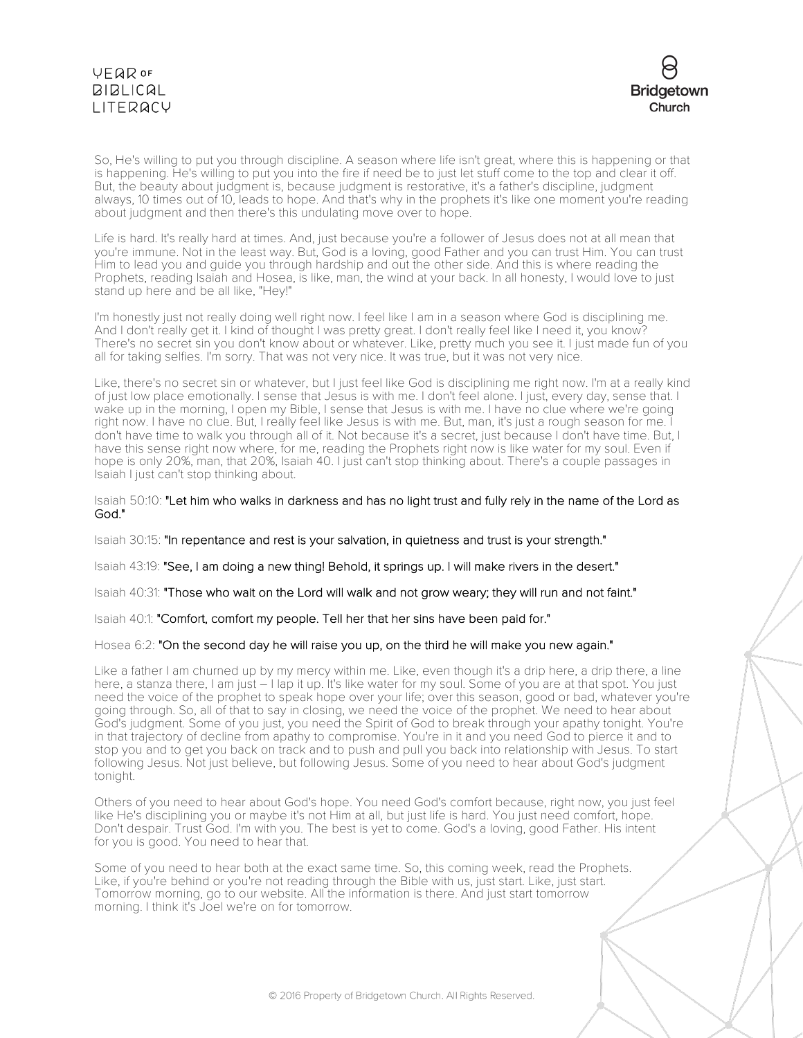So, He's willing to put you through discipline. A season where life isn't great, where this is happening or that is happening. He's willing to put you into the fire if need be to just let stuff come to the top and clear it off. But, the beauty about judgment is, because judgment is restorative, it's a father's discipline, judgment always, 10 times out of 10, leads to hope. And that's why in the prophets it's like one moment you're reading about judgment and then there's this undulating move over to hope.

Life is hard. It's really hard at times. And, just because you're a follower of Jesus does not at all mean that you're immune. Not in the least way. But, God is a loving, good Father and you can trust Him. You can trust Him to lead you and guide you through hardship and out the other side. And this is where reading the Prophets, reading Isaiah and Hosea, is like, man, the wind at your back. In all honesty, I would love to just stand up here and be all like, "Hey!"

I'm honestly just not really doing well right now. I feel like I am in a season where God is disciplining me. And I don't really get it. I kind of thought I was pretty great. I don't really feel like I need it, you know? There's no secret sin you don't know about or whatever. Like, pretty much you see it. I just made fun of you all for taking selfies. I'm sorry. That was not very nice. It was true, but it was not very nice.

Like, there's no secret sin or whatever, but I just feel like God is disciplining me right now. I'm at a really kind of just low place emotionally. I sense that Jesus is with me. I don't feel alone. I just, every day, sense that. I wake up in the morning, I open my Bible, I sense that Jesus is with me. I have no clue where we're going right now. I have no clue. But, I really feel like Jesus is with me. But, man, it's just a rough season for me. I don't have time to walk you through all of it. Not because it's a secret, just because I don't have time. But, I have this sense right now where, for me, reading the Prophets right now is like water for my soul. Even if hope is only 20%, man, that 20%, Isaiah 40. I just can't stop thinking about. There's a couple passages in Isaiah I just can't stop thinking about.

Isaiah 50:10: **"Let him who walks in darkness and has no light trust and fully rely in the name of the Lord as God."**

Isaiah 30:15: **"In repentance and rest is your salvation, in quietness and trust is your strength."**

Isaiah 43:19: **"See, I am doing a new thing! Behold, it springs up. I will make rivers in the desert."**

Isaiah 40:31: **"Those who wait on the Lord will walk and not grow weary; they will run and not faint."**

Isaiah 40:1: **"Comfort, comfort my people. Tell her that her sins have been paid for."**

Hosea 6:2: **"On the second day he will raise you up, on the third he will make you new again."**

Like a father I am churned up by my mercy within me. Like, even though it's a drip here, a drip there, a line here, a stanza there, I am just – I lap it up. It's like water for my soul. Some of you are at that spot. You just need the voice of the prophet to speak hope over your life; over this season, good or bad, whatever you're going through. So, all of that to say in closing, we need the voice of the prophet. We need to hear about God's judgment. Some of you just, you need the Spirit of God to break through your apathy tonight. You're in that trajectory of decline from apathy to compromise. You're in it and you need God to pierce it and to stop you and to get you back on track and to push and pull you back into relationship with Jesus. To start following Jesus. Not just believe, but following Jesus. Some of you need to hear about God's judgment tonight.

Others of you need to hear about God's hope. You need God's comfort because, right now, you just feel like He's disciplining you or maybe it's not Him at all, but just life is hard. You just need comfort, hope. Don't despair. Trust God. I'm with you. The best is yet to come. God's a loving, good Father. His intent for you is good. You need to hear that.

Some of you need to hear both at the exact same time. So, this coming week, read the Prophets. Like, if you're behind or you're not reading through the Bible with us, just start. Like, just start. Tomorrow morning, go to our website. All the information is there. And just start tomorrow morning. I think it's Joel we're on for tomorrow.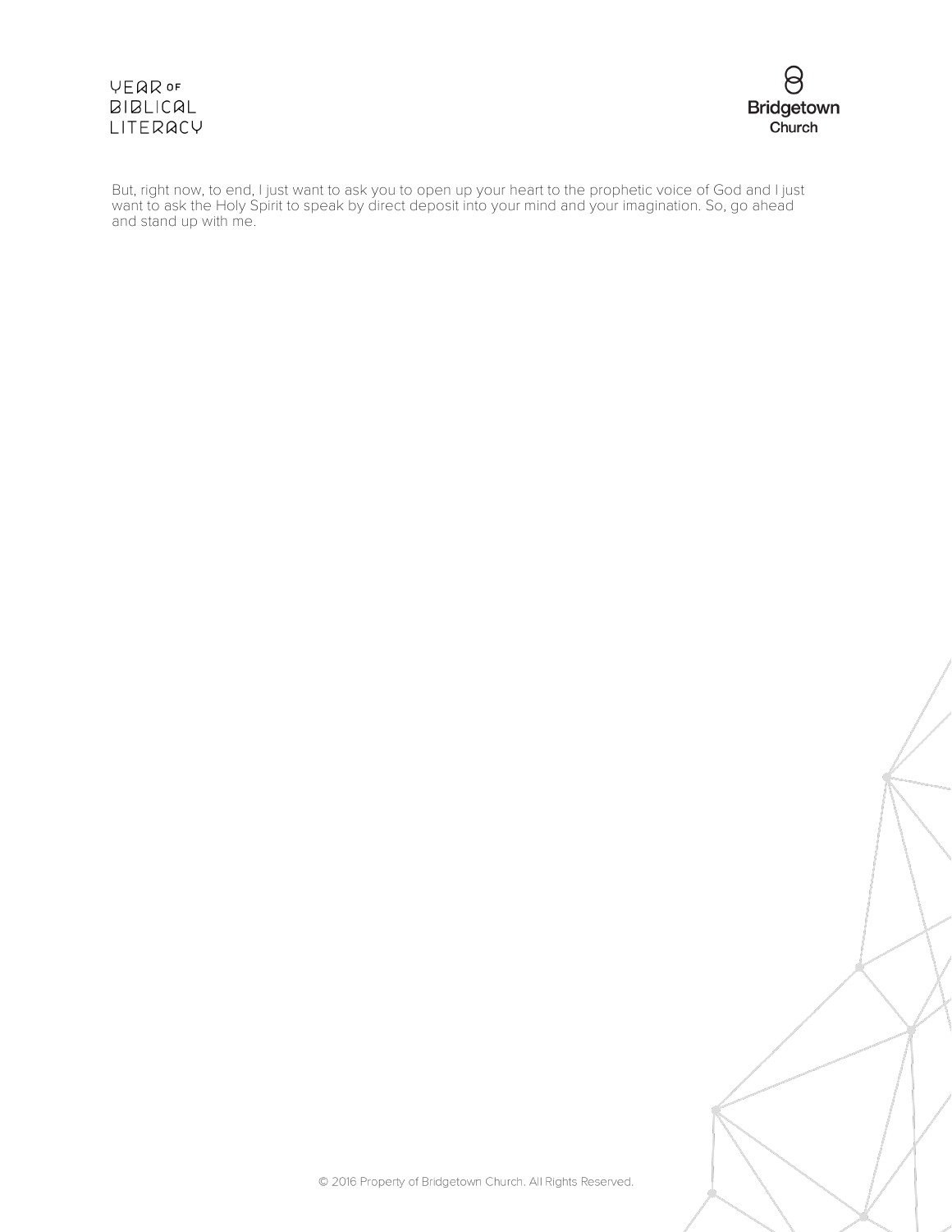But, right now, to end, I just want to ask you to open up your heart to the prophetic voice of God and I just want to ask the Holy Spirit to speak by direct deposit into your mind and your imagination. So, go ahead and stand up with me.